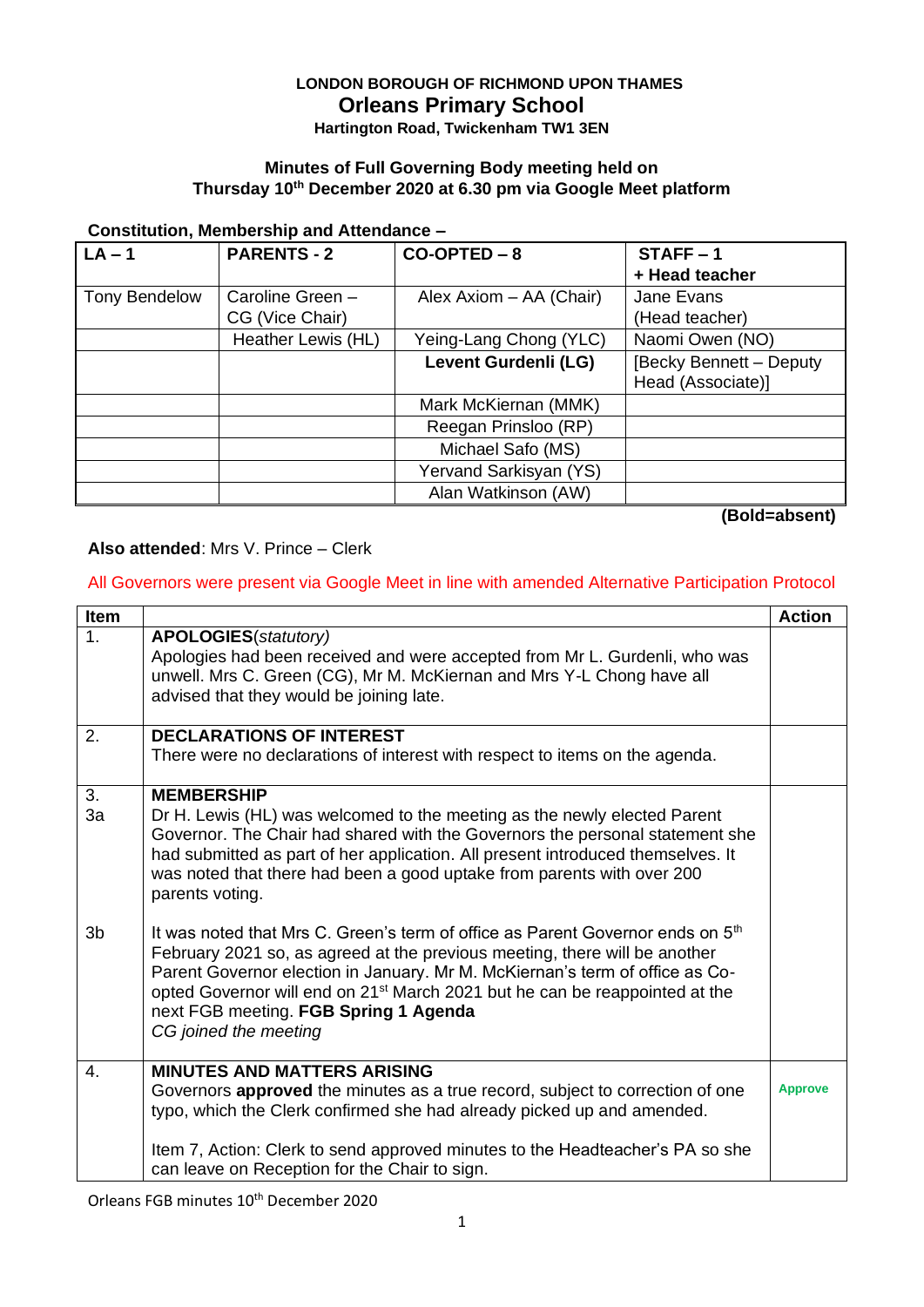**LONDON BOROUGH OF RICHMOND UPON THAMES**

# Orleans Primary School

**Hartington Road, Twickenham TW1 3EN**

**Minutes of Full Governing Body meeting held on Thursday 10th December 2020 at 6.30 pm via Google Meet platform**

**Constitution, Membership and Attendance –**

| LA – 1 | PARENTS - 2 | CO-OPTED – 8 | STAFF – 1 + Head teacher |
|---|---|---|---|
| Tony Bendelow | Caroline Green – CG (Vice Chair) | Alex Axiom – AA (Chair) | Jane Evans (Head teacher) |
| | Heather Lewis (HL) | Yeing-Lang Chong (YLC) | Naomi Owen (NO) |
| | | **Levent Gurdenli (LG)** | [Becky Bennett – Deputy Head (Associate)] |
| | | Mark McKiernan (MMK) | |
| | | Reegan Prinsloo (RP) | |
| | | Michael Safo (MS) | |
| | | Yervand Sarkisyan (YS) | |
| | | Alan Watkinson (AW) | |

**(Bold=absent)**

**Also attended**: Mrs V. Prince – Clerk

All Governors were present via Google Meet in line with amended Alternative Participation Protocol

| Item | | Action |
|---|---|---|
| 1. | **APOLOGIES**(*statutory*)<br>Apologies had been received and were accepted from Mr L. Gurdenli, who was unwell. Mrs C. Green (CG), Mr M. McKiernan and Mrs Y-L Chong have all advised that they would be joining late. | |
| 2. | **DECLARATIONS OF INTEREST**<br>There were no declarations of interest with respect to items on the agenda. | |
| 3.<br>3a | **MEMBERSHIP**<br>Dr H. Lewis (HL) was welcomed to the meeting as the newly elected Parent Governor. The Chair had shared with the Governors the personal statement she had submitted as part of her application. All present introduced themselves. It was noted that there had been a good uptake from parents with over 200 parents voting. | |
| 3b | It was noted that Mrs C. Green's term of office as Parent Governor ends on 5th February 2021 so, as agreed at the previous meeting, there will be another Parent Governor election in January. Mr M. McKiernan's term of office as Co-opted Governor will end on 21st March 2021 but he can be reappointed at the next FGB meeting. **FGB Spring 1 Agenda**<br>*CG joined the meeting* | |
| 4. | **MINUTES AND MATTERS ARISING**<br>Governors **approved** the minutes as a true record, subject to correction of one typo, which the Clerk confirmed she had already picked up and amended.<br><br>Item 7, Action: Clerk to send approved minutes to the Headteacher's PA so she can leave on Reception for the Chair to sign. | Approve |

Orleans FGB minutes 10th December 2020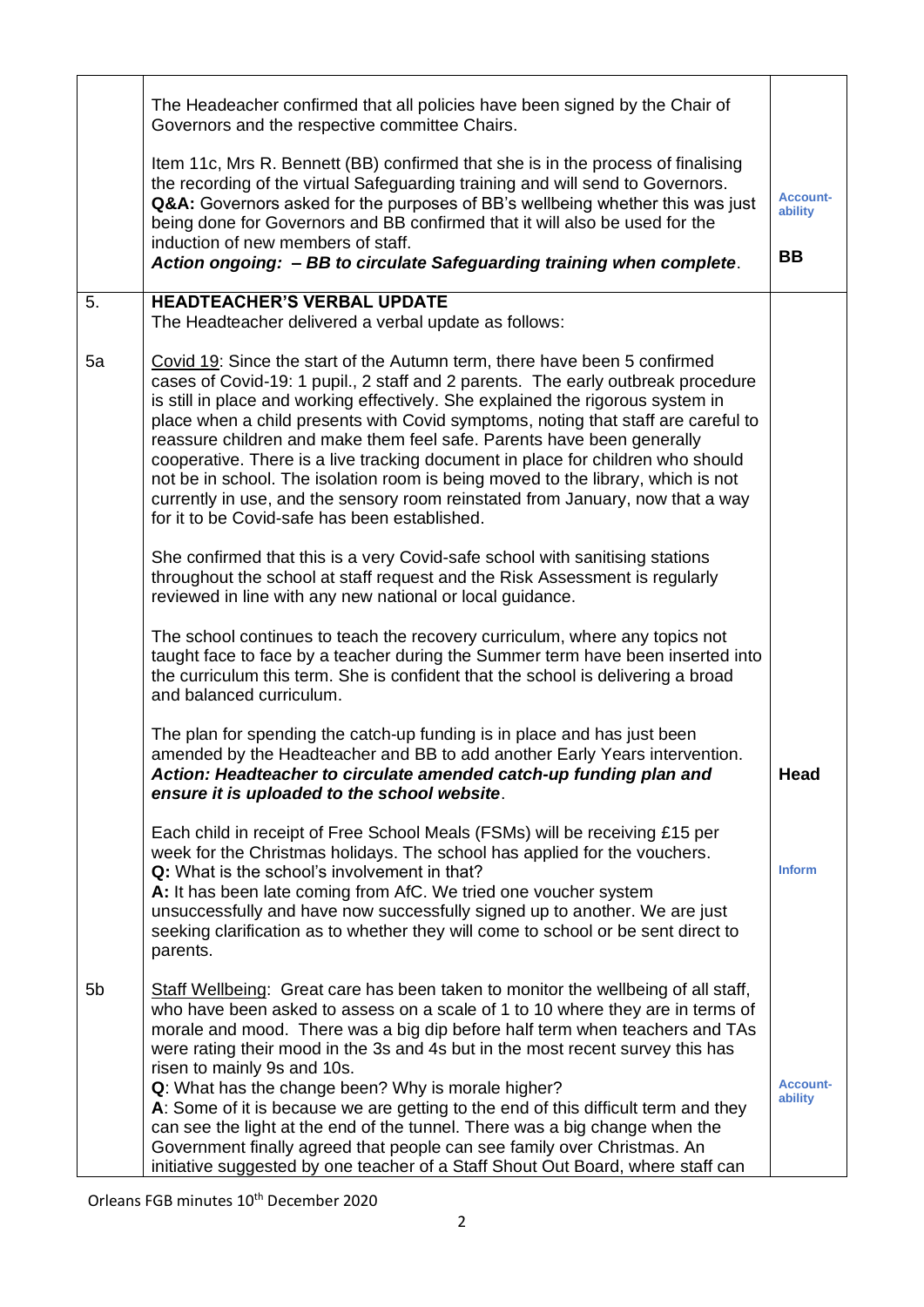| | | |
|---|---|---|
| | The Headeacher confirmed that all policies have been signed by the Chair of Governors and the respective committee Chairs.<br><br>Item 11c, Mrs R. Bennett (BB) confirmed that she is in the process of finalising the recording of the virtual Safeguarding training and will send to Governors.<br>**Q&A:** Governors asked for the purposes of BB's wellbeing whether this was just being done for Governors and BB confirmed that it will also be used for the induction of new members of staff.<br>***Action ongoing: – BB to circulate Safeguarding training when complete***. | **Account-ability**<br><br>**BB** |
| 5. | **HEADTEACHER'S VERBAL UPDATE**<br>The Headteacher delivered a verbal update as follows: | |
| 5a | Covid 19: Since the start of the Autumn term, there have been 5 confirmed cases of Covid-19: 1 pupil., 2 staff and 2 parents. The early outbreak procedure is still in place and working effectively. She explained the rigorous system in place when a child presents with Covid symptoms, noting that staff are careful to reassure children and make them feel safe. Parents have been generally cooperative. There is a live tracking document in place for children who should not be in school. The isolation room is being moved to the library, which is not currently in use, and the sensory room reinstated from January, now that a way for it to be Covid-safe has been established.<br><br>She confirmed that this is a very Covid-safe school with sanitising stations throughout the school at staff request and the Risk Assessment is regularly reviewed in line with any new national or local guidance.<br><br>The school continues to teach the recovery curriculum, where any topics not taught face to face by a teacher during the Summer term have been inserted into the curriculum this term. She is confident that the school is delivering a broad and balanced curriculum.<br><br>The plan for spending the catch-up funding is in place and has just been amended by the Headteacher and BB to add another Early Years intervention.<br>***Action: Headteacher to circulate amended catch-up funding plan and ensure it is uploaded to the school website***.<br><br>Each child in receipt of Free School Meals (FSMs) will be receiving £15 per week for the Christmas holidays. The school has applied for the vouchers.<br>**Q:** What is the school's involvement in that?<br>**A:** It has been late coming from AfC. We tried one voucher system unsuccessfully and have now successfully signed up to another. We are just seeking clarification as to whether they will come to school or be sent direct to parents. | <br><br><br><br><br><br><br><br><br><br><br><br><br><br><br><br><br><br><br><br>**Head**<br><br><br><br>**Inform** |
| 5b | Staff Wellbeing: Great care has been taken to monitor the wellbeing of all staff, who have been asked to assess on a scale of 1 to 10 where they are in terms of morale and mood. There was a big dip before half term when teachers and TAs were rating their mood in the 3s and 4s but in the most recent survey this has risen to mainly 9s and 10s.<br>**Q**: What has the change been? Why is morale higher?<br>**A**: Some of it is because we are getting to the end of this difficult term and they can see the light at the end of the tunnel. There was a big change when the Government finally agreed that people can see family over Christmas. An initiative suggested by one teacher of a Staff Shout Out Board, where staff can | <br><br><br><br><br>**Account-ability** |

Orleans FGB minutes 10th December 2020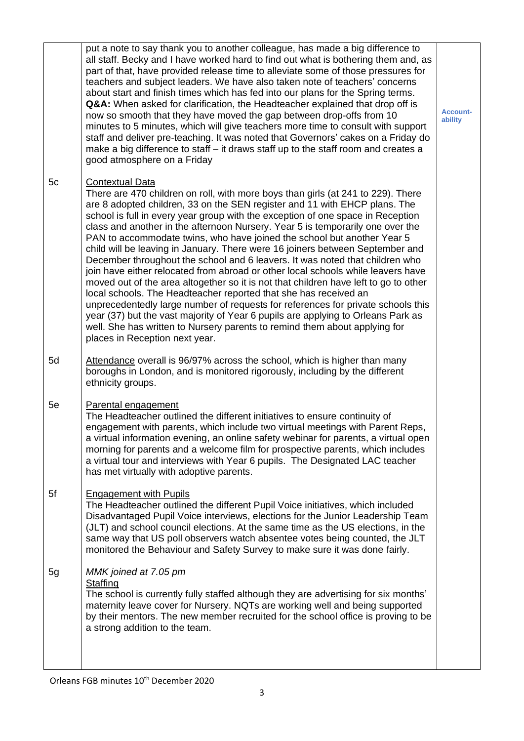| | | |
|---|---|---|
| | put a note to say thank you to another colleague, has made a big difference to all staff. Becky and I have worked hard to find out what is bothering them and, as part of that, have provided release time to alleviate some of those pressures for teachers and subject leaders. We have also taken note of teachers' concerns about start and finish times which has fed into our plans for the Spring terms.<br>**Q&A:** When asked for clarification, the Headteacher explained that drop off is now so smooth that they have moved the gap between drop-offs from 10 minutes to 5 minutes, which will give teachers more time to consult with support staff and deliver pre-teaching. It was noted that Governors' cakes on a Friday do make a big difference to staff – it draws staff up to the staff room and creates a good atmosphere on a Friday | **Account-ability** |
| 5c | Contextual Data<br>There are 470 children on roll, with more boys than girls (at 241 to 229). There are 8 adopted children, 33 on the SEN register and 11 with EHCP plans. The school is full in every year group with the exception of one space in Reception class and another in the afternoon Nursery. Year 5 is temporarily one over the PAN to accommodate twins, who have joined the school but another Year 5 child will be leaving in January. There were 16 joiners between September and December throughout the school and 6 leavers. It was noted that children who join have either relocated from abroad or other local schools while leavers have moved out of the area altogether so it is not that children have left to go to other local schools. The Headteacher reported that she has received an unprecedentedly large number of requests for references for private schools this year (37) but the vast majority of Year 6 pupils are applying to Orleans Park as well. She has written to Nursery parents to remind them about applying for places in Reception next year. | |
| 5d | Attendance overall is 96/97% across the school, which is higher than many boroughs in London, and is monitored rigorously, including by the different ethnicity groups. | |
| 5e | Parental engagement<br>The Headteacher outlined the different initiatives to ensure continuity of engagement with parents, which include two virtual meetings with Parent Reps, a virtual information evening, an online safety webinar for parents, a virtual open morning for parents and a welcome film for prospective parents, which includes a virtual tour and interviews with Year 6 pupils. The Designated LAC teacher has met virtually with adoptive parents. | |
| 5f | Engagement with Pupils<br>The Headteacher outlined the different Pupil Voice initiatives, which included Disadvantaged Pupil Voice interviews, elections for the Junior Leadership Team (JLT) and school council elections. At the same time as the US elections, in the same way that US poll observers watch absentee votes being counted, the JLT monitored the Behaviour and Safety Survey to make sure it was done fairly. | |
| 5g | *MMK joined at 7.05 pm*<br>Staffing<br>The school is currently fully staffed although they are advertising for six months' maternity leave cover for Nursery. NQTs are working well and being supported by their mentors. The new member recruited for the school office is proving to be a strong addition to the team. | |

Orleans FGB minutes 10th December 2020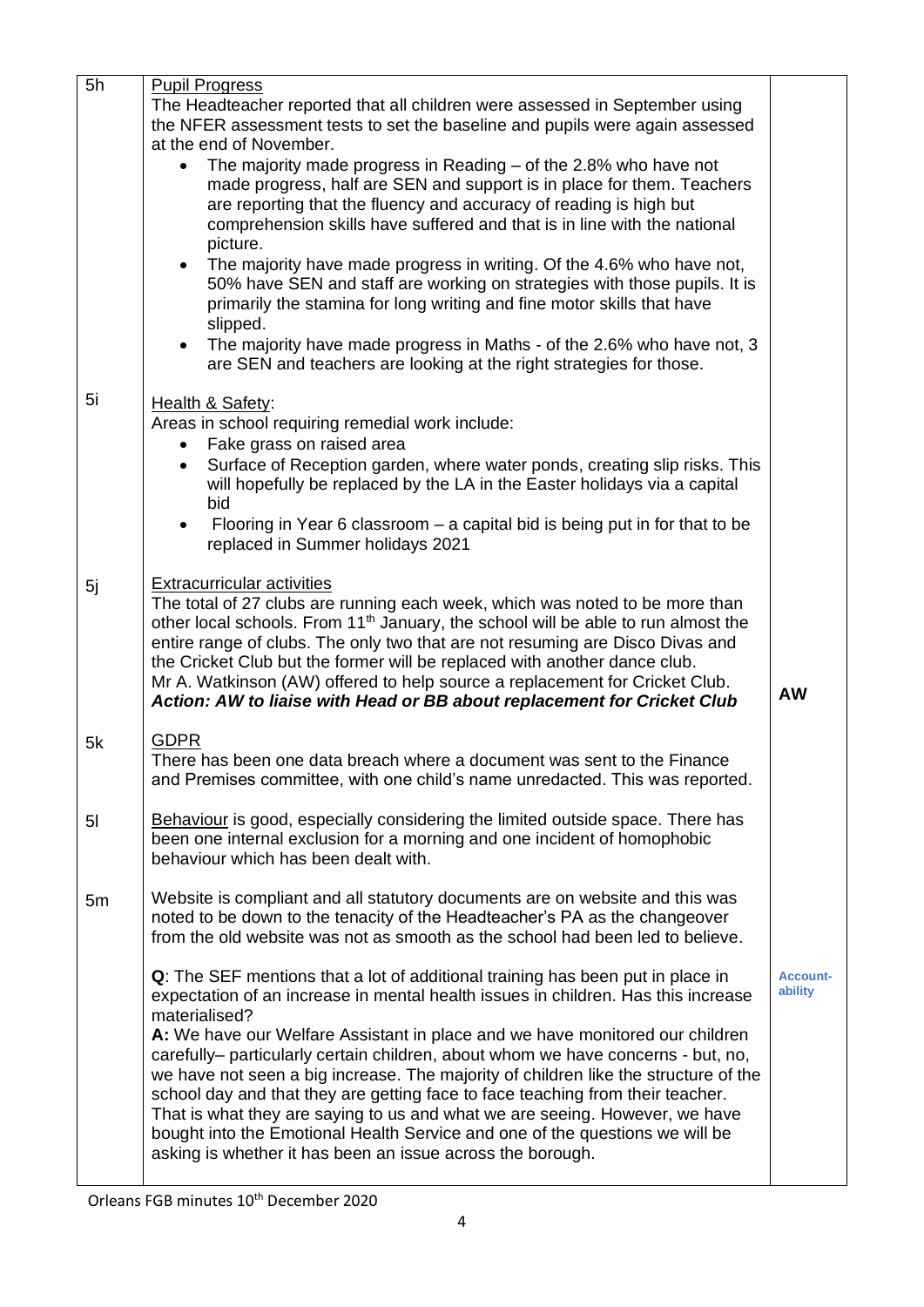| | | |
|---|---|---|
| 5h | <u>Pupil Progress</u><br>The Headteacher reported that all children were assessed in September using the NFER assessment tests to set the baseline and pupils were again assessed at the end of November.<br>• The majority made progress in Reading – of the 2.8% who have not made progress, half are SEN and support is in place for them. Teachers are reporting that the fluency and accuracy of reading is high but comprehension skills have suffered and that is in line with the national picture.<br>• The majority have made progress in writing. Of the 4.6% who have not, 50% have SEN and staff are working on strategies with those pupils. It is primarily the stamina for long writing and fine motor skills that have slipped.<br>• The majority have made progress in Maths - of the 2.6% who have not, 3 are SEN and teachers are looking at the right strategies for those. | |
| 5i | <u>Health & Safety</u>:<br>Areas in school requiring remedial work include:<br>• Fake grass on raised area<br>• Surface of Reception garden, where water ponds, creating slip risks. This will hopefully be replaced by the LA in the Easter holidays via a capital bid<br>• Flooring in Year 6 classroom – a capital bid is being put in for that to be replaced in Summer holidays 2021 | |
| 5j | <u>Extracurricular activities</u><br>The total of 27 clubs are running each week, which was noted to be more than other local schools. From 11th January, the school will be able to run almost the entire range of clubs. The only two that are not resuming are Disco Divas and the Cricket Club but the former will be replaced with another dance club.<br>Mr A. Watkinson (AW) offered to help source a replacement for Cricket Club.<br>***Action: AW to liaise with Head or BB about replacement for Cricket Club*** | **AW** |
| 5k | <u>GDPR</u><br>There has been one data breach where a document was sent to the Finance and Premises committee, with one child's name unredacted. This was reported. | |
| 5l | <u>Behaviour</u> is good, especially considering the limited outside space. There has been one internal exclusion for a morning and one incident of homophobic behaviour which has been dealt with. | |
| 5m | Website is compliant and all statutory documents are on website and this was noted to be down to the tenacity of the Headteacher's PA as the changeover from the old website was not as smooth as the school had been led to believe.<br><br>**Q**: The SEF mentions that a lot of additional training has been put in place in expectation of an increase in mental health issues in children. Has this increase materialised?<br>**A:** We have our Welfare Assistant in place and we have monitored our children carefully– particularly certain children, about whom we have concerns - but, no, we have not seen a big increase. The majority of children like the structure of the school day and that they are getting face to face teaching from their teacher. That is what they are saying to us and what we are seeing. However, we have bought into the Emotional Health Service and one of the questions we will be asking is whether it has been an issue across the borough. | **Account-ability** |

Orleans FGB minutes 10th December 2020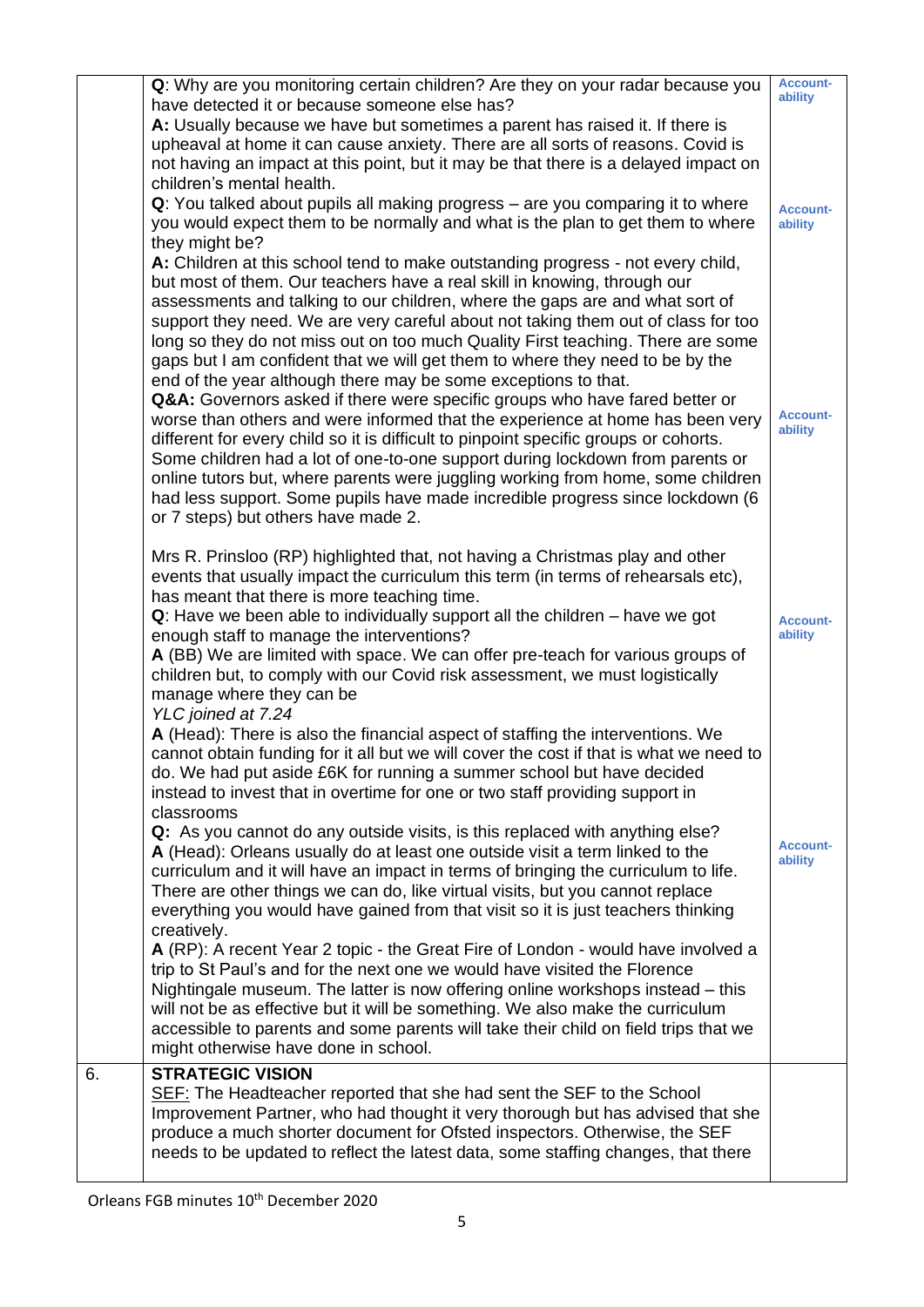| | | |
|---|---|---|
| | **Q**: Why are you monitoring certain children? Are they on your radar because you have detected it or because someone else has?<br>**A:** Usually because we have but sometimes a parent has raised it. If there is upheaval at home it can cause anxiety. There are all sorts of reasons. Covid is not having an impact at this point, but it may be that there is a delayed impact on children's mental health.<br>**Q**: You talked about pupils all making progress – are you comparing it to where you would expect them to be normally and what is the plan to get them to where they might be?<br>**A:** Children at this school tend to make outstanding progress - not every child, but most of them. Our teachers have a real skill in knowing, through our assessments and talking to our children, where the gaps are and what sort of support they need. We are very careful about not taking them out of class for too long so they do not miss out on too much Quality First teaching. There are some gaps but I am confident that we will get them to where they need to be by the end of the year although there may be some exceptions to that.<br>**Q&A:** Governors asked if there were specific groups who have fared better or worse than others and were informed that the experience at home has been very different for every child so it is difficult to pinpoint specific groups or cohorts. Some children had a lot of one-to-one support during lockdown from parents or online tutors but, where parents were juggling working from home, some children had less support. Some pupils have made incredible progress since lockdown (6 or 7 steps) but others have made 2.<br><br>Mrs R. Prinsloo (RP) highlighted that, not having a Christmas play and other events that usually impact the curriculum this term (in terms of rehearsals etc), has meant that there is more teaching time.<br>**Q**: Have we been able to individually support all the children – have we got enough staff to manage the interventions?<br>**A** (BB) We are limited with space. We can offer pre-teach for various groups of children but, to comply with our Covid risk assessment, we must logistically manage where they can be<br>*YLC joined at 7.24*<br>**A** (Head): There is also the financial aspect of staffing the interventions. We cannot obtain funding for it all but we will cover the cost if that is what we need to do. We had put aside £6K for running a summer school but have decided instead to invest that in overtime for one or two staff providing support in classrooms<br>**Q:** As you cannot do any outside visits, is this replaced with anything else?<br>**A** (Head): Orleans usually do at least one outside visit a term linked to the curriculum and it will have an impact in terms of bringing the curriculum to life. There are other things we can do, like virtual visits, but you cannot replace everything you would have gained from that visit so it is just teachers thinking creatively.<br>**A** (RP): A recent Year 2 topic - the Great Fire of London - would have involved a trip to St Paul's and for the next one we would have visited the Florence Nightingale museum. The latter is now offering online workshops instead – this will not be as effective but it will be something. We also make the curriculum accessible to parents and some parents will take their child on field trips that we might otherwise have done in school. | Account-ability<br><br>Account-ability<br><br>Account-ability<br><br>Account-ability<br><br>Account-ability |
| 6. | **STRATEGIC VISION**<br>SEF: The Headteacher reported that she had sent the SEF to the School Improvement Partner, who had thought it very thorough but has advised that she produce a much shorter document for Ofsted inspectors. Otherwise, the SEF needs to be updated to reflect the latest data, some staffing changes, that there | |

Orleans FGB minutes 10th December 2020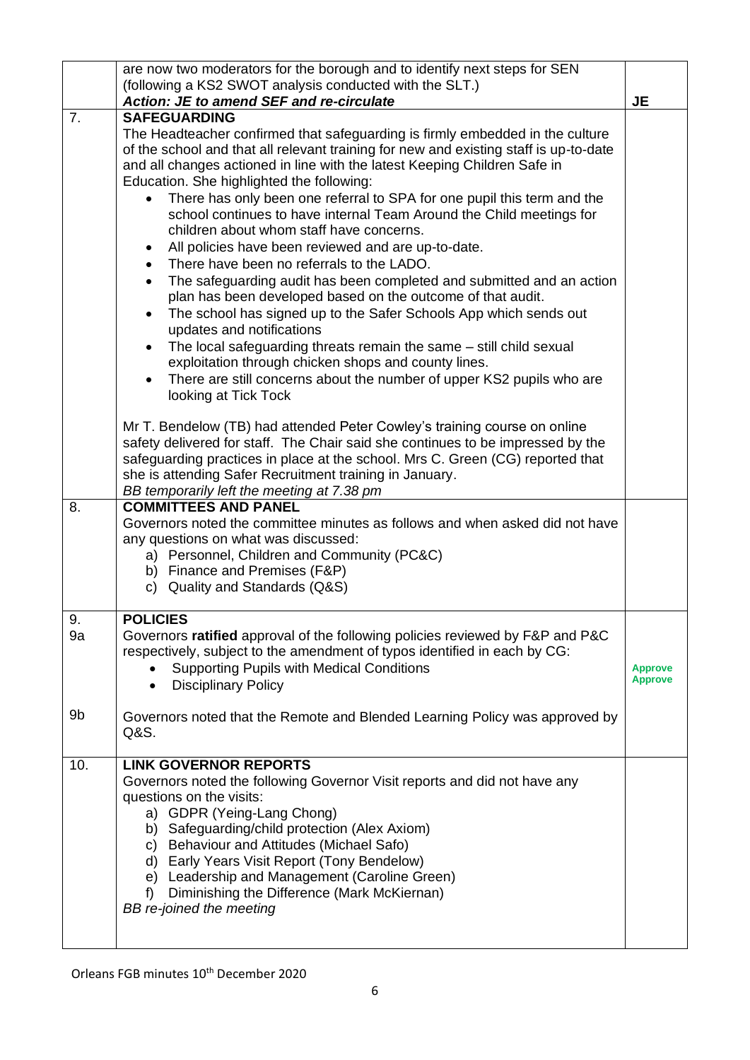| | | |
|---|---|---|
| | are now two moderators for the borough and to identify next steps for SEN (following a KS2 SWOT analysis conducted with the SLT.)<br>***Action: JE to amend SEF and re-circulate*** | **JE** |
| 7. | **SAFEGUARDING**<br>The Headteacher confirmed that safeguarding is firmly embedded in the culture of the school and that all relevant training for new and existing staff is up-to-date and all changes actioned in line with the latest Keeping Children Safe in Education. She highlighted the following:<br>• There has only been one referral to SPA for one pupil this term and the school continues to have internal Team Around the Child meetings for children about whom staff have concerns.<br>• All policies have been reviewed and are up-to-date.<br>• There have been no referrals to the LADO.<br>• The safeguarding audit has been completed and submitted and an action plan has been developed based on the outcome of that audit.<br>• The school has signed up to the Safer Schools App which sends out updates and notifications<br>• The local safeguarding threats remain the same – still child sexual exploitation through chicken shops and county lines.<br>• There are still concerns about the number of upper KS2 pupils who are looking at Tick Tock<br><br>Mr T. Bendelow (TB) had attended Peter Cowley's training course on online safety delivered for staff. The Chair said she continues to be impressed by the safeguarding practices in place at the school. Mrs C. Green (CG) reported that she is attending Safer Recruitment training in January.<br>*BB temporarily left the meeting at 7.38 pm* | |
| 8. | **COMMITTEES AND PANEL**<br>Governors noted the committee minutes as follows and when asked did not have any questions on what was discussed:<br>a) Personnel, Children and Community (PC&C)<br>b) Finance and Premises (F&P)<br>c) Quality and Standards (Q&S) | |
| 9.<br>9a<br><br><br><br><br>9b | **POLICIES**<br>Governors **ratified** approval of the following policies reviewed by F&P and P&C respectively, subject to the amendment of typos identified in each by CG:<br>• Supporting Pupils with Medical Conditions<br>• Disciplinary Policy<br><br>Governors noted that the Remote and Blended Learning Policy was approved by Q&S. | <br><br><br><br>**Approve**<br>**Approve** |
| 10. | **LINK GOVERNOR REPORTS**<br>Governors noted the following Governor Visit reports and did not have any questions on the visits:<br>a) GDPR (Yeing-Lang Chong)<br>b) Safeguarding/child protection (Alex Axiom)<br>c) Behaviour and Attitudes (Michael Safo)<br>d) Early Years Visit Report (Tony Bendelow)<br>e) Leadership and Management (Caroline Green)<br>f) Diminishing the Difference (Mark McKiernan)<br>*BB re-joined the meeting* | |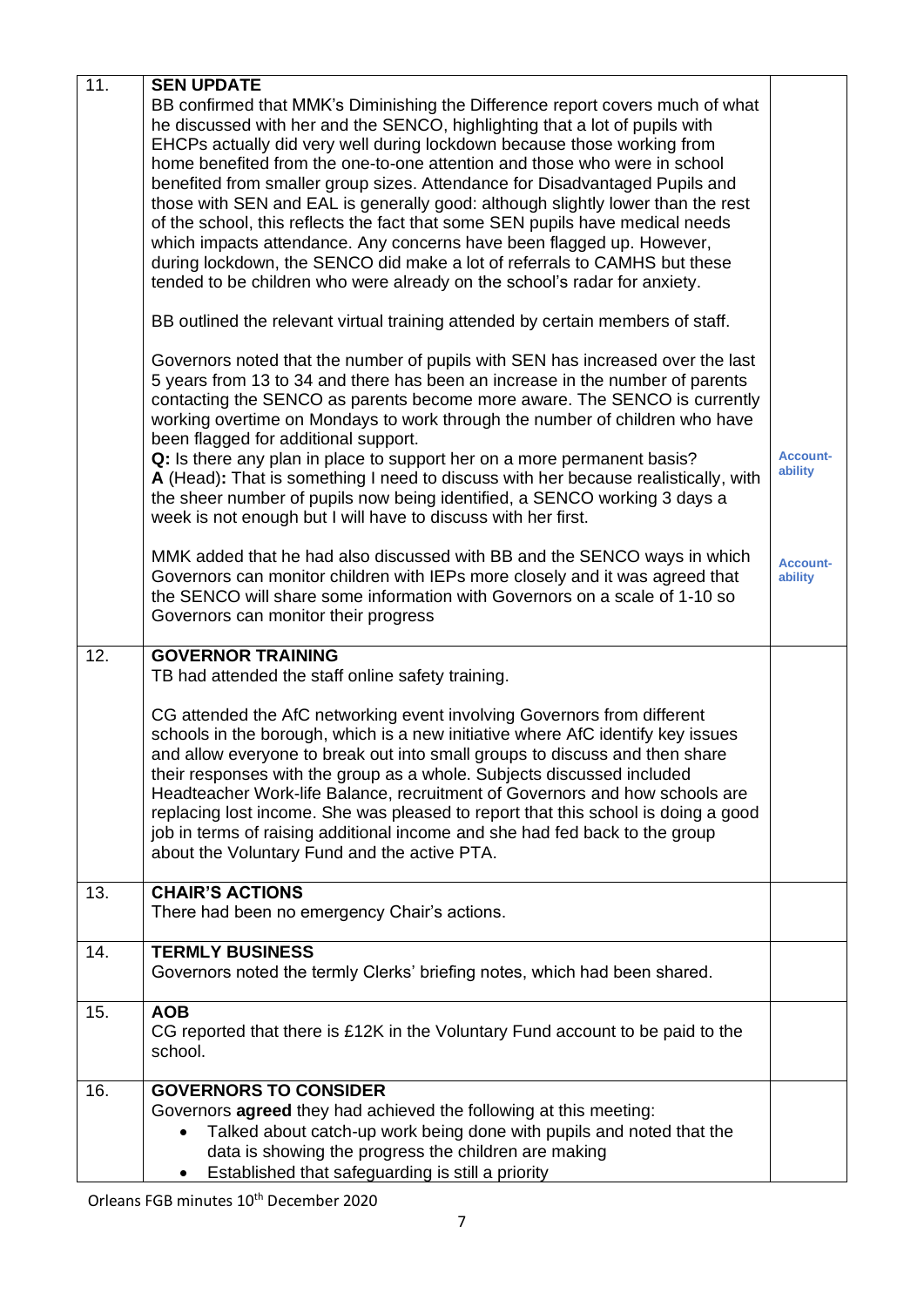| | | |
|---|---|---|
| 11. | **SEN UPDATE**<br>BB confirmed that MMK's Diminishing the Difference report covers much of what he discussed with her and the SENCO, highlighting that a lot of pupils with EHCPs actually did very well during lockdown because those working from home benefited from the one-to-one attention and those who were in school benefited from smaller group sizes. Attendance for Disadvantaged Pupils and those with SEN and EAL is generally good: although slightly lower than the rest of the school, this reflects the fact that some SEN pupils have medical needs which impacts attendance. Any concerns have been flagged up. However, during lockdown, the SENCO did make a lot of referrals to CAMHS but these tended to be children who were already on the school's radar for anxiety.<br><br>BB outlined the relevant virtual training attended by certain members of staff.<br><br>Governors noted that the number of pupils with SEN has increased over the last 5 years from 13 to 34 and there has been an increase in the number of parents contacting the SENCO as parents become more aware. The SENCO is currently working overtime on Mondays to work through the number of children who have been flagged for additional support.<br>**Q:** Is there any plan in place to support her on a more permanent basis?<br>**A** (Head)**:** That is something I need to discuss with her because realistically, with the sheer number of pupils now being identified, a SENCO working 3 days a week is not enough but I will have to discuss with her first.<br><br>MMK added that he had also discussed with BB and the SENCO ways in which Governors can monitor children with IEPs more closely and it was agreed that the SENCO will share some information with Governors on a scale of 1-10 so Governors can monitor their progress | Account-ability<br><br>Account-ability |
| 12. | **GOVERNOR TRAINING**<br>TB had attended the staff online safety training.<br><br>CG attended the AfC networking event involving Governors from different schools in the borough, which is a new initiative where AfC identify key issues and allow everyone to break out into small groups to discuss and then share their responses with the group as a whole. Subjects discussed included Headteacher Work-life Balance, recruitment of Governors and how schools are replacing lost income. She was pleased to report that this school is doing a good job in terms of raising additional income and she had fed back to the group about the Voluntary Fund and the active PTA. | |
| 13. | **CHAIR'S ACTIONS**<br>There had been no emergency Chair's actions. | |
| 14. | **TERMLY BUSINESS**<br>Governors noted the termly Clerks' briefing notes, which had been shared. | |
| 15. | **AOB**<br>CG reported that there is £12K in the Voluntary Fund account to be paid to the school. | |
| 16. | **GOVERNORS TO CONSIDER**<br>Governors **agreed** they had achieved the following at this meeting:<br>• Talked about catch-up work being done with pupils and noted that the data is showing the progress the children are making<br>• Established that safeguarding is still a priority | |

Orleans FGB minutes 10th December 2020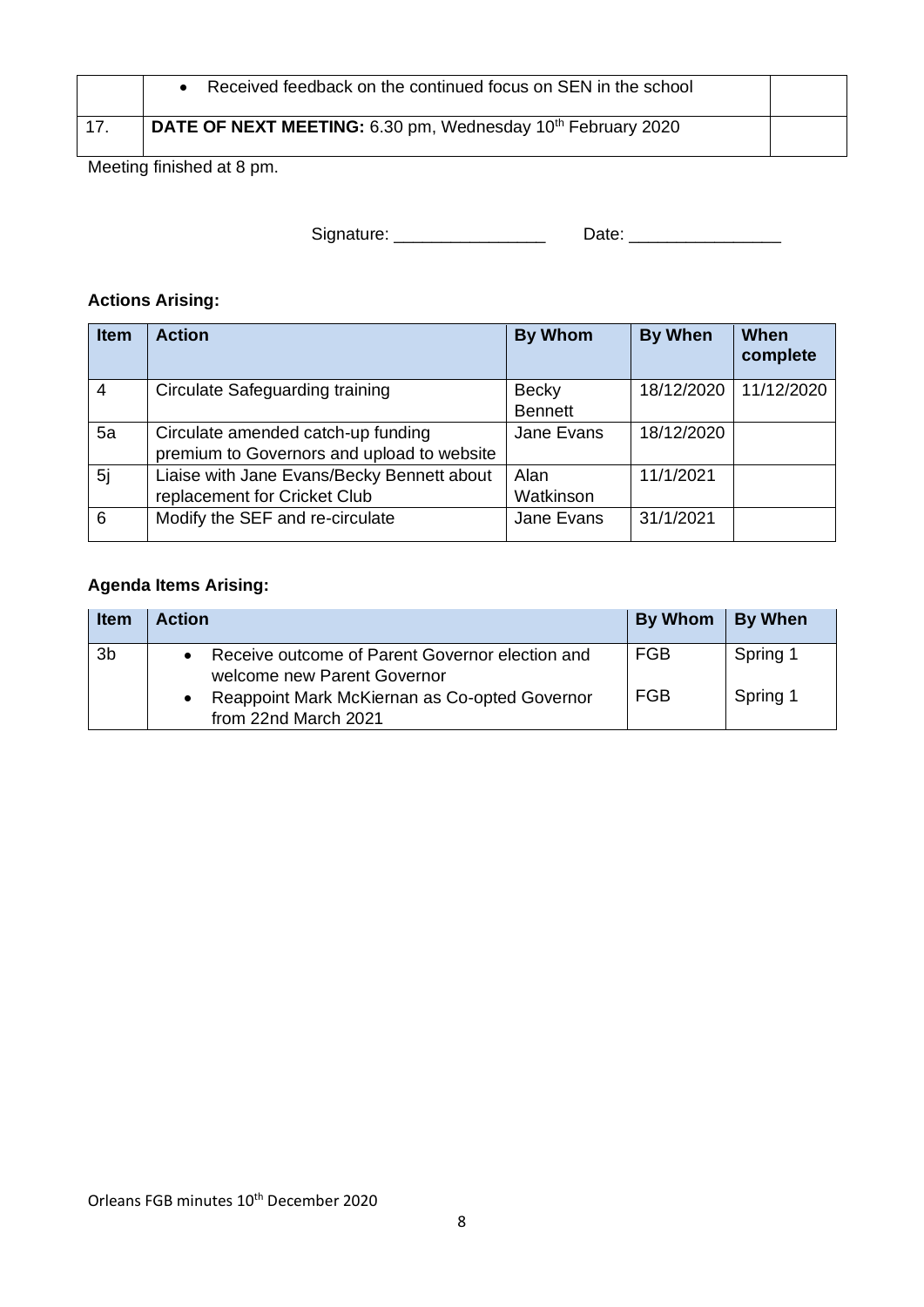| | | |
|---|---|---|
| | • Received feedback on the continued focus on SEN in the school | |
| 17. | **DATE OF NEXT MEETING:** 6.30 pm, Wednesday 10th February 2020 | |

Meeting finished at 8 pm.

Signature: ________________ Date: ________________

**Actions Arising:**

| Item | Action | By Whom | By When | When complete |
|---|---|---|---|---|
| 4 | Circulate Safeguarding training | Becky Bennett | 18/12/2020 | 11/12/2020 |
| 5a | Circulate amended catch-up funding premium to Governors and upload to website | Jane Evans | 18/12/2020 | |
| 5j | Liaise with Jane Evans/Becky Bennett about replacement for Cricket Club | Alan Watkinson | 11/1/2021 | |
| 6 | Modify the SEF and re-circulate | Jane Evans | 31/1/2021 | |

**Agenda Items Arising:**

| Item | Action | By Whom | By When |
|---|---|---|---|
| 3b | • Receive outcome of Parent Governor election and welcome new Parent Governor<br>• Reappoint Mark McKiernan as Co-opted Governor from 22nd March 2021 | FGB<br>FGB | Spring 1<br>Spring 1 |